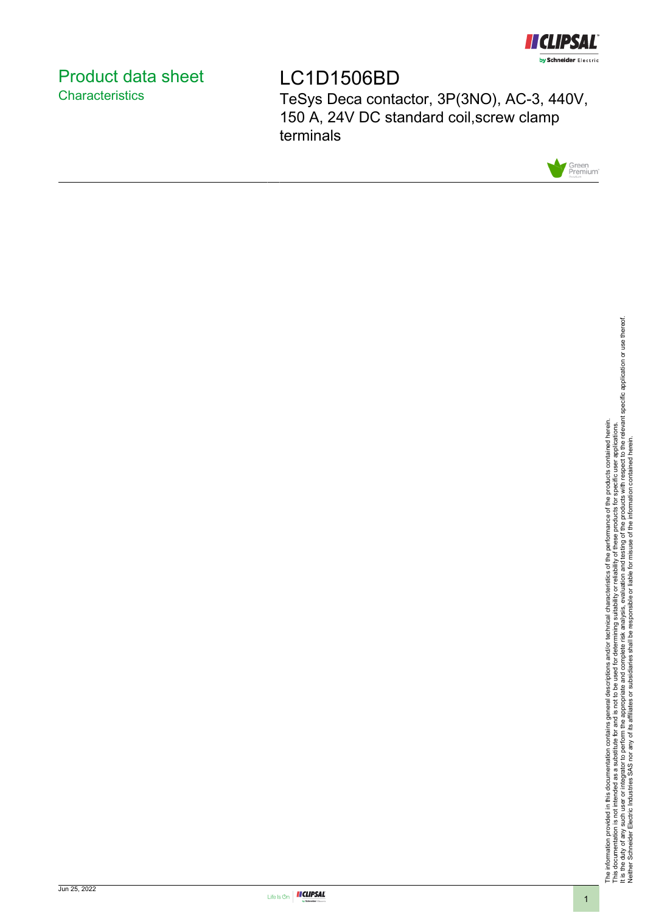# Product data sheet

## Characteristics

# LC1D1506BD

TeSys Deca contactor, 3P(3NO), AC-3, 440V, 150 A, 24V DC standard coil,screw clamp terminals

The information provided in this documentation contains general descriptions and/or technical characteristics of the performance of the products contained herein.
This documentation is not intended as a substitute for and is not to be used for determining suitability or reliability of these products for specific user applications.
It is the duty of any such user or integrator to perform the appropriate and complete risk analysis, evaluation and testing of the products with respect to the relevant specific application or use thereof.
Neither Schneider Electric Industries SAS nor any of its affiliates or subsidiaries shall be responsible or liable for misuse of the information contained herein.

Jun 25, 2022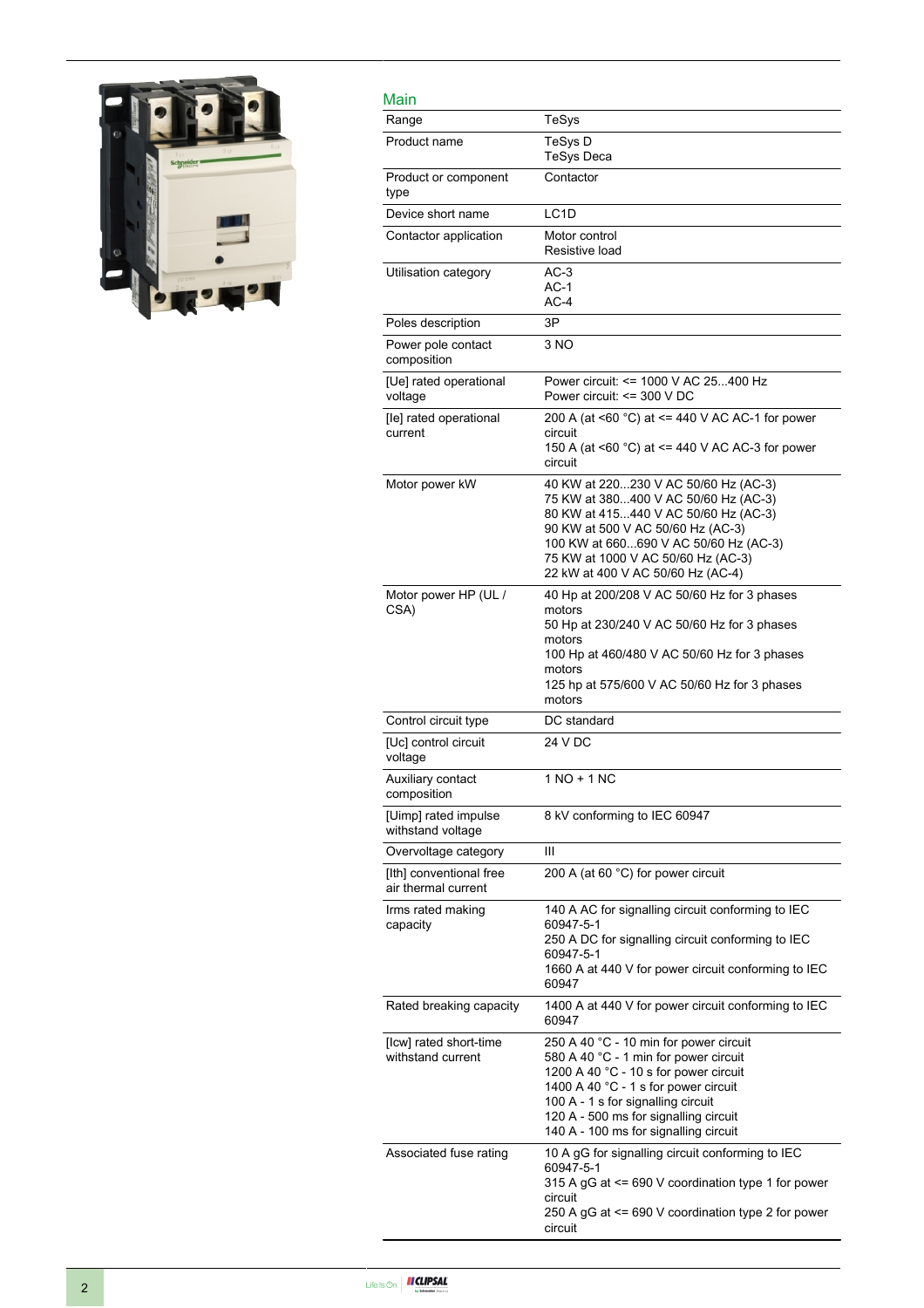## Main

| | |
|---|---|
| Range | TeSys |
| Product name | TeSys D<br>TeSys Deca |
| Product or component type | Contactor |
| Device short name | LC1D |
| Contactor application | Motor control<br>Resistive load |
| Utilisation category | AC-3<br>AC-1<br>AC-4 |
| Poles description | 3P |
| Power pole contact composition | 3 NO |
| [Ue] rated operational voltage | Power circuit: <= 1000 V AC 25...400 Hz<br>Power circuit: <= 300 V DC |
| [Ie] rated operational current | 200 A (at <60 °C) at <= 440 V AC AC-1 for power circuit<br>150 A (at <60 °C) at <= 440 V AC AC-3 for power circuit |
| Motor power kW | 40 KW at 220...230 V AC 50/60 Hz (AC-3)<br>75 KW at 380...400 V AC 50/60 Hz (AC-3)<br>80 KW at 415...440 V AC 50/60 Hz (AC-3)<br>90 KW at 500 V AC 50/60 Hz (AC-3)<br>100 KW at 660...690 V AC 50/60 Hz (AC-3)<br>75 KW at 1000 V AC 50/60 Hz (AC-3)<br>22 kW at 400 V AC 50/60 Hz (AC-4) |
| Motor power HP (UL / CSA) | 40 Hp at 200/208 V AC 50/60 Hz for 3 phases motors<br>50 Hp at 230/240 V AC 50/60 Hz for 3 phases motors<br>100 Hp at 460/480 V AC 50/60 Hz for 3 phases motors<br>125 hp at 575/600 V AC 50/60 Hz for 3 phases motors |
| Control circuit type | DC standard |
| [Uc] control circuit voltage | 24 V DC |
| Auxiliary contact composition | 1 NO + 1 NC |
| [Uimp] rated impulse withstand voltage | 8 kV conforming to IEC 60947 |
| Overvoltage category | III |
| [Ith] conventional free air thermal current | 200 A (at 60 °C) for power circuit |
| Irms rated making capacity | 140 A AC for signalling circuit conforming to IEC 60947-5-1<br>250 A DC for signalling circuit conforming to IEC 60947-5-1<br>1660 A at 440 V for power circuit conforming to IEC 60947 |
| Rated breaking capacity | 1400 A at 440 V for power circuit conforming to IEC 60947 |
| [Icw] rated short-time withstand current | 250 A 40 °C - 10 min for power circuit<br>580 A 40 °C - 1 min for power circuit<br>1200 A 40 °C - 10 s for power circuit<br>1400 A 40 °C - 1 s for power circuit<br>100 A - 1 s for signalling circuit<br>120 A - 500 ms for signalling circuit<br>140 A - 100 ms for signalling circuit |
| Associated fuse rating | 10 A gG for signalling circuit conforming to IEC 60947-5-1<br>315 A gG at <= 690 V coordination type 1 for power circuit<br>250 A gG at <= 690 V coordination type 2 for power circuit |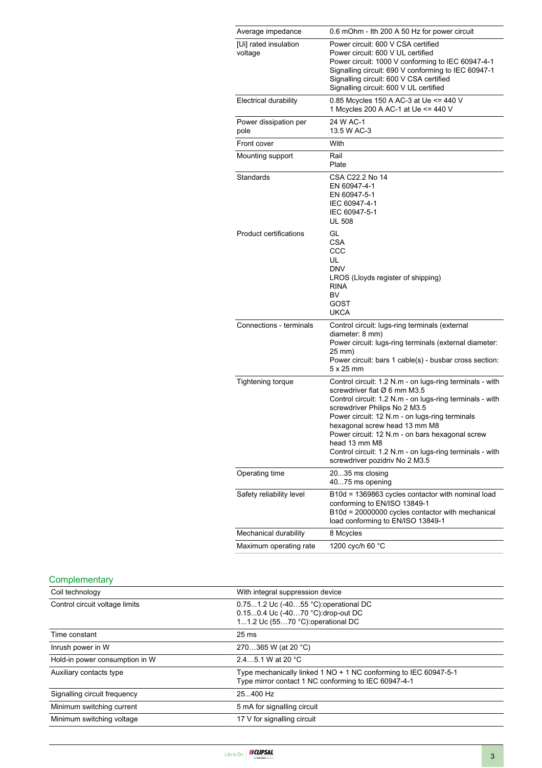| | |
|---|---|
| Average impedance | 0.6 mOhm - Ith 200 A 50 Hz for power circuit |
| [Ui] rated insulation voltage | Power circuit: 600 V CSA certified<br>Power circuit: 600 V UL certified<br>Power circuit: 1000 V conforming to IEC 60947-4-1<br>Signalling circuit: 690 V conforming to IEC 60947-1<br>Signalling circuit: 600 V CSA certified<br>Signalling circuit: 600 V UL certified |
| Electrical durability | 0.85 Mcycles 150 A AC-3 at Ue <= 440 V<br>1 Mcycles 200 A AC-1 at Ue <= 440 V |
| Power dissipation per pole | 24 W AC-1<br>13.5 W AC-3 |
| Front cover | With |
| Mounting support | Rail<br>Plate |
| Standards | CSA C22.2 No 14<br>EN 60947-4-1<br>EN 60947-5-1<br>IEC 60947-4-1<br>IEC 60947-5-1<br>UL 508 |
| Product certifications | GL<br>CSA<br>CCC<br>UL<br>DNV<br>LROS (Lloyds register of shipping)<br>RINA<br>BV<br>GOST<br>UKCA |
| Connections - terminals | Control circuit: lugs-ring terminals (external diameter: 8 mm)<br>Power circuit: lugs-ring terminals (external diameter: 25 mm)<br>Power circuit: bars 1 cable(s) - busbar cross section: 5 x 25 mm |
| Tightening torque | Control circuit: 1.2 N.m - on lugs-ring terminals - with screwdriver flat Ø 6 mm M3.5<br>Control circuit: 1.2 N.m - on lugs-ring terminals - with screwdriver Philips No 2 M3.5<br>Power circuit: 12 N.m - on lugs-ring terminals hexagonal screw head 13 mm M8<br>Power circuit: 12 N.m - on bars hexagonal screw head 13 mm M8<br>Control circuit: 1.2 N.m - on lugs-ring terminals - with screwdriver pozidriv No 2 M3.5 |
| Operating time | 20...35 ms closing<br>40...75 ms opening |
| Safety reliability level | B10d = 1369863 cycles contactor with nominal load conforming to EN/ISO 13849-1<br>B10d = 20000000 cycles contactor with mechanical load conforming to EN/ISO 13849-1 |
| Mechanical durability | 8 Mcycles |
| Maximum operating rate | 1200 cyc/h 60 °C |

## Complementary

| | |
|---|---|
| Coil technology | With integral suppression device |
| Control circuit voltage limits | 0.75...1.2 Uc (-40…55 °C):operational DC<br>0.15...0.4 Uc (-40…70 °C):drop-out DC<br>1...1.2 Uc (55…70 °C):operational DC |
| Time constant | 25 ms |
| Inrush power in W | 270…365 W (at 20 °C) |
| Hold-in power consumption in W | 2.4…5.1 W at 20 °C |
| Auxiliary contacts type | Type mechanically linked 1 NO + 1 NC conforming to IEC 60947-5-1<br>Type mirror contact 1 NC conforming to IEC 60947-4-1 |
| Signalling circuit frequency | 25...400 Hz |
| Minimum switching current | 5 mA for signalling circuit |
| Minimum switching voltage | 17 V for signalling circuit |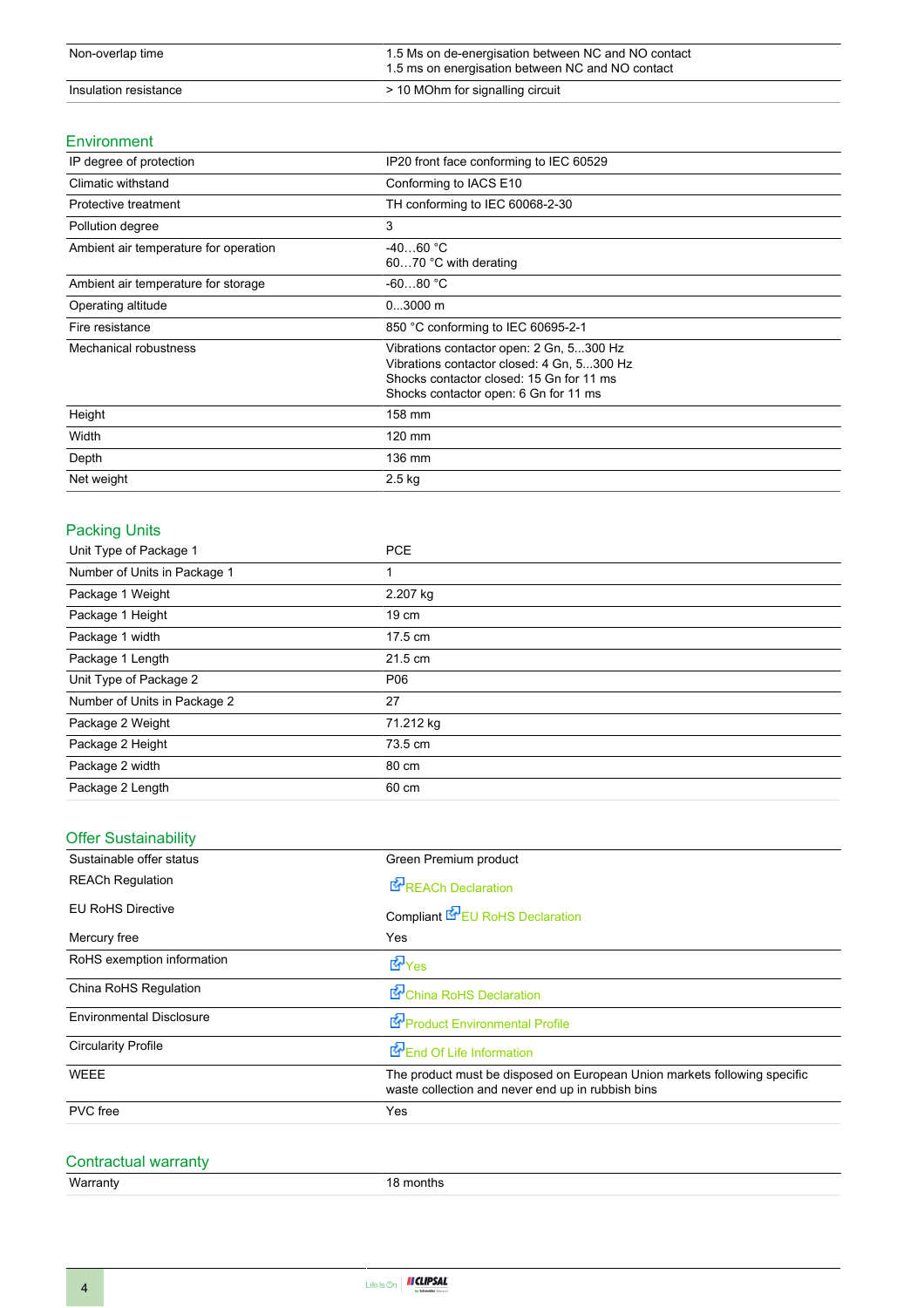| | |
|---|---|
| Non-overlap time | 1.5 Ms on de-energisation between NC and NO contact<br>1.5 ms on energisation between NC and NO contact |
| Insulation resistance | > 10 MOhm for signalling circuit |

## Environment

| | |
|---|---|
| IP degree of protection | IP20 front face conforming to IEC 60529 |
| Climatic withstand | Conforming to IACS E10 |
| Protective treatment | TH conforming to IEC 60068-2-30 |
| Pollution degree | 3 |
| Ambient air temperature for operation | -40…60 °C<br>60…70 °C with derating |
| Ambient air temperature for storage | -60…80 °C |
| Operating altitude | 0...3000 m |
| Fire resistance | 850 °C conforming to IEC 60695-2-1 |
| Mechanical robustness | Vibrations contactor open: 2 Gn, 5...300 Hz<br>Vibrations contactor closed: 4 Gn, 5...300 Hz<br>Shocks contactor closed: 15 Gn for 11 ms<br>Shocks contactor open: 6 Gn for 11 ms |
| Height | 158 mm |
| Width | 120 mm |
| Depth | 136 mm |
| Net weight | 2.5 kg |

## Packing Units

| | |
|---|---|
| Unit Type of Package 1 | PCE |
| Number of Units in Package 1 | 1 |
| Package 1 Weight | 2.207 kg |
| Package 1 Height | 19 cm |
| Package 1 width | 17.5 cm |
| Package 1 Length | 21.5 cm |
| Unit Type of Package 2 | P06 |
| Number of Units in Package 2 | 27 |
| Package 2 Weight | 71.212 kg |
| Package 2 Height | 73.5 cm |
| Package 2 width | 80 cm |
| Package 2 Length | 60 cm |

## Offer Sustainability

| | |
|---|---|
| Sustainable offer status | Green Premium product |
| REACh Regulation | REACh Declaration |
| EU RoHS Directive | Compliant EU RoHS Declaration |
| Mercury free | Yes |
| RoHS exemption information | Yes |
| China RoHS Regulation | China RoHS Declaration |
| Environmental Disclosure | Product Environmental Profile |
| Circularity Profile | End Of Life Information |
| WEEE | The product must be disposed on European Union markets following specific waste collection and never end up in rubbish bins |
| PVC free | Yes |

## Contractual warranty

| | |
|---|---|
| Warranty | 18 months |